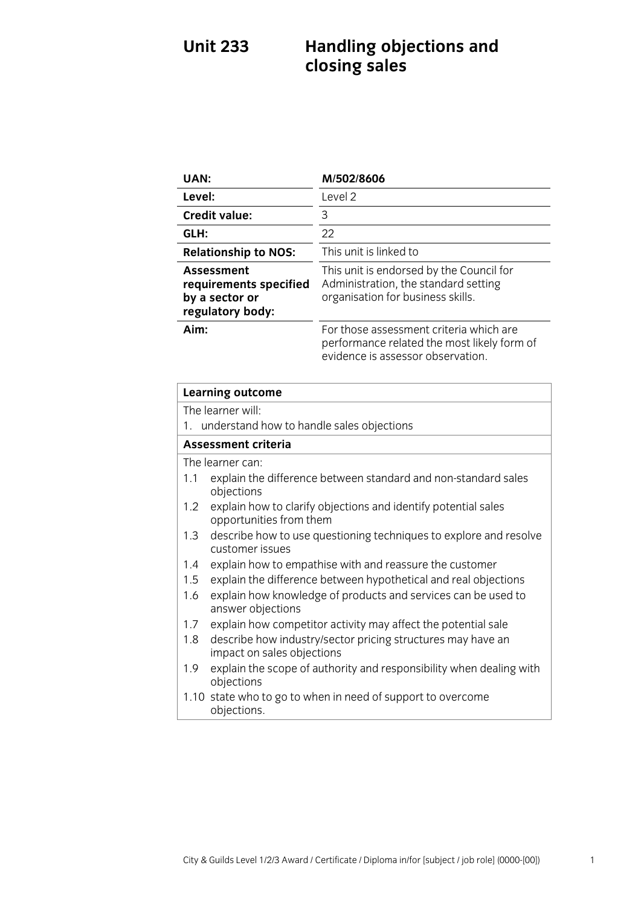# Unit 233 Handling objections and closing sales

| | |
|---|---|
| **UAN:** | **M/502/8606** |
| **Level:** | Level 2 |
| **Credit value:** | 3 |
| **GLH:** | 22 |
| **Relationship to NOS:** | This unit is linked to |
| **Assessment requirements specified by a sector or regulatory body:** | This unit is endorsed by the Council for Administration, the standard setting organisation for business skills. |
| **Aim:** | For those assessment criteria which are performance related the most likely form of evidence is assessor observation. |

**Learning outcome**

The learner will:

1. understand how to handle sales objections

**Assessment criteria**

The learner can:

1.1 explain the difference between standard and non-standard sales objections

1.2 explain how to clarify objections and identify potential sales opportunities from them

1.3 describe how to use questioning techniques to explore and resolve customer issues

1.4 explain how to empathise with and reassure the customer

1.5 explain the difference between hypothetical and real objections

1.6 explain how knowledge of products and services can be used to answer objections

1.7 explain how competitor activity may affect the potential sale

1.8 describe how industry/sector pricing structures may have an impact on sales objections

1.9 explain the scope of authority and responsibility when dealing with objections

1.10 state who to go to when in need of support to overcome objections.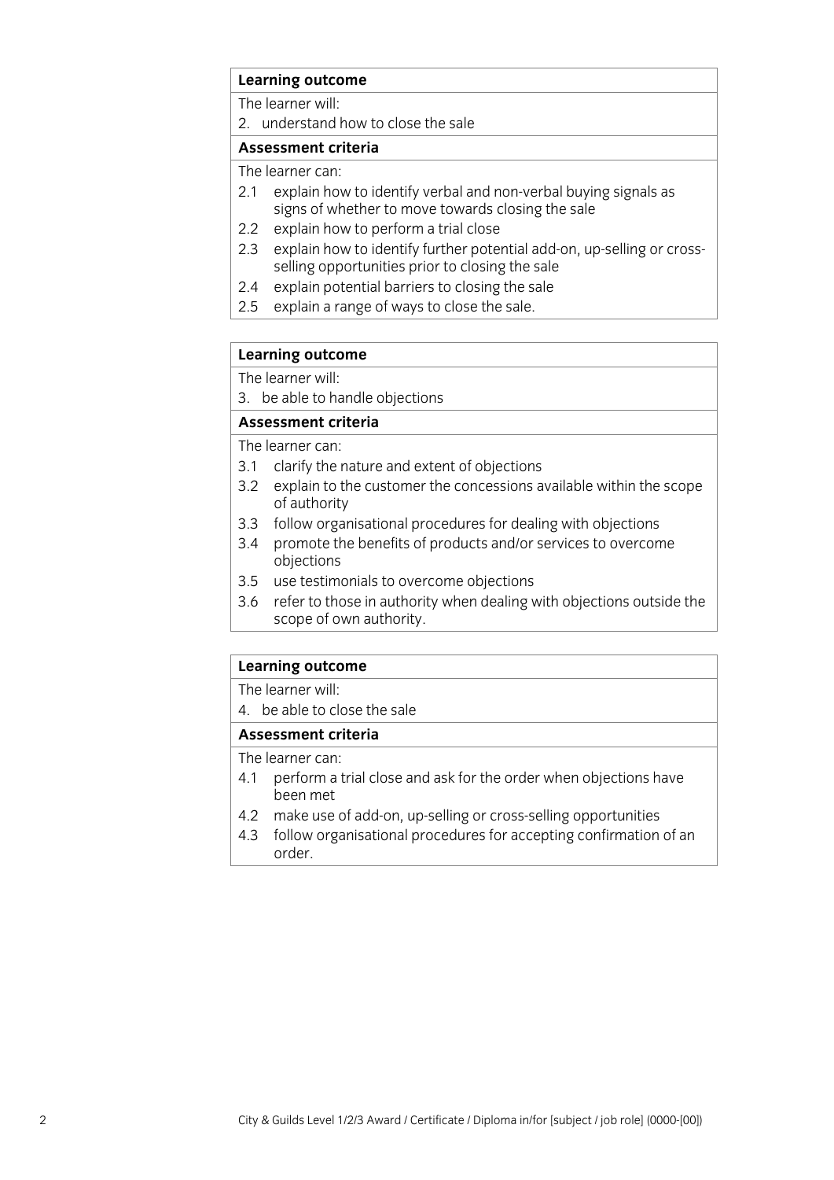| **Learning outcome** |
| --- |
| The learner will: |
| 2. understand how to close the sale |
| **Assessment criteria** |
| The learner can: |
| 2.1 explain how to identify verbal and non-verbal buying signals as signs of whether to move towards closing the sale |
| 2.2 explain how to perform a trial close |
| 2.3 explain how to identify further potential add-on, up-selling or cross-selling opportunities prior to closing the sale |
| 2.4 explain potential barriers to closing the sale |
| 2.5 explain a range of ways to close the sale. |

| **Learning outcome** |
| --- |
| The learner will: |
| 3. be able to handle objections |
| **Assessment criteria** |
| The learner can: |
| 3.1 clarify the nature and extent of objections |
| 3.2 explain to the customer the concessions available within the scope of authority |
| 3.3 follow organisational procedures for dealing with objections |
| 3.4 promote the benefits of products and/or services to overcome objections |
| 3.5 use testimonials to overcome objections |
| 3.6 refer to those in authority when dealing with objections outside the scope of own authority. |

| **Learning outcome** |
| --- |
| The learner will: |
| 4. be able to close the sale |
| **Assessment criteria** |
| The learner can: |
| 4.1 perform a trial close and ask for the order when objections have been met |
| 4.2 make use of add-on, up-selling or cross-selling opportunities |
| 4.3 follow organisational procedures for accepting confirmation of an order. |